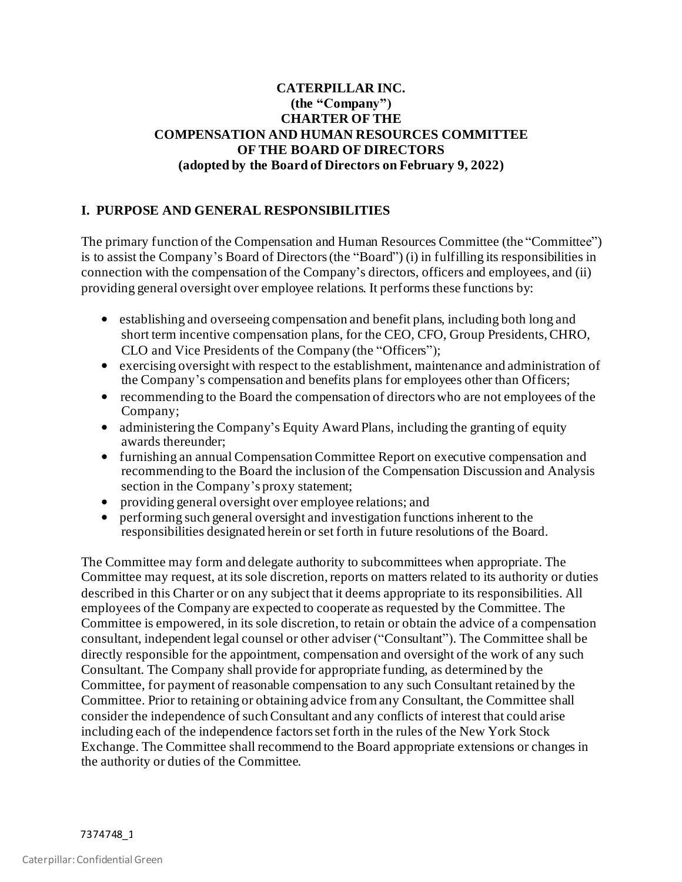# CATERPILLAR INC.
# (the "Company")
# CHARTER OF THE
# COMPENSATION AND HUMAN RESOURCES COMMITTEE
# OF THE BOARD OF DIRECTORS
# (adopted by the Board of Directors on February 9, 2022)

## I. PURPOSE AND GENERAL RESPONSIBILITIES

The primary function of the Compensation and Human Resources Committee (the "Committee") is to assist the Company's Board of Directors (the "Board") (i) in fulfilling its responsibilities in connection with the compensation of the Company's directors, officers and employees, and (ii) providing general oversight over employee relations. It performs these functions by:

- establishing and overseeing compensation and benefit plans, including both long and short term incentive compensation plans, for the CEO, CFO, Group Presidents, CHRO, CLO and Vice Presidents of the Company (the "Officers");
- exercising oversight with respect to the establishment, maintenance and administration of the Company's compensation and benefits plans for employees other than Officers;
- recommending to the Board the compensation of directors who are not employees of the Company;
- administering the Company's Equity Award Plans, including the granting of equity awards thereunder;
- furnishing an annual Compensation Committee Report on executive compensation and recommending to the Board the inclusion of the Compensation Discussion and Analysis section in the Company's proxy statement;
- providing general oversight over employee relations; and
- performing such general oversight and investigation functions inherent to the responsibilities designated herein or set forth in future resolutions of the Board.

The Committee may form and delegate authority to subcommittees when appropriate. The Committee may request, at its sole discretion, reports on matters related to its authority or duties described in this Charter or on any subject that it deems appropriate to its responsibilities. All employees of the Company are expected to cooperate as requested by the Committee. The Committee is empowered, in its sole discretion, to retain or obtain the advice of a compensation consultant, independent legal counsel or other adviser ("Consultant"). The Committee shall be directly responsible for the appointment, compensation and oversight of the work of any such Consultant. The Company shall provide for appropriate funding, as determined by the Committee, for payment of reasonable compensation to any such Consultant retained by the Committee. Prior to retaining or obtaining advice from any Consultant, the Committee shall consider the independence of such Consultant and any conflicts of interest that could arise including each of the independence factors set forth in the rules of the New York Stock Exchange. The Committee shall recommend to the Board appropriate extensions or changes in the authority or duties of the Committee.

7374748_1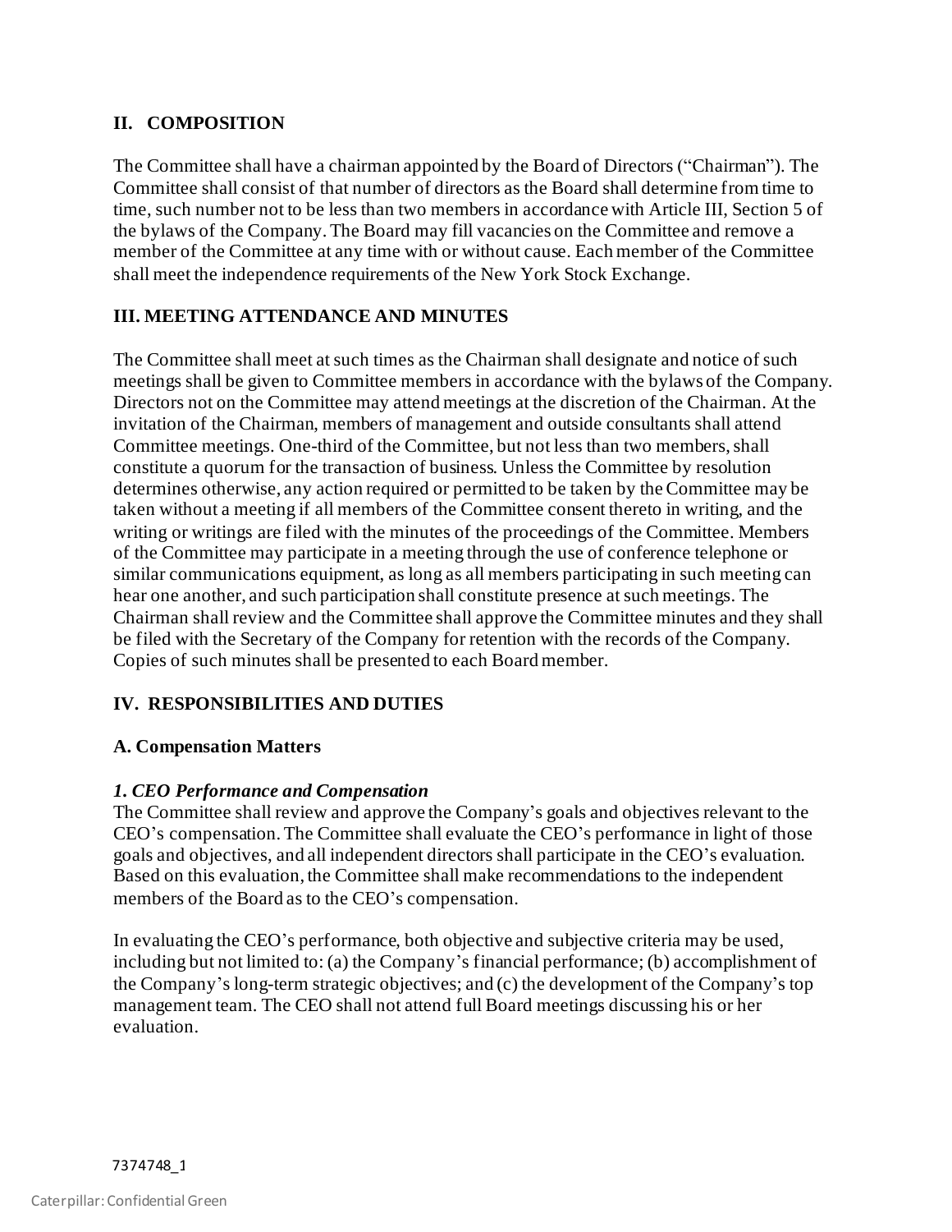## II. COMPOSITION

The Committee shall have a chairman appointed by the Board of Directors ("Chairman"). The Committee shall consist of that number of directors as the Board shall determine from time to time, such number not to be less than two members in accordance with Article III, Section 5 of the bylaws of the Company. The Board may fill vacancies on the Committee and remove a member of the Committee at any time with or without cause. Each member of the Committee shall meet the independence requirements of the New York Stock Exchange.

## III. MEETING ATTENDANCE AND MINUTES

The Committee shall meet at such times as the Chairman shall designate and notice of such meetings shall be given to Committee members in accordance with the bylaws of the Company. Directors not on the Committee may attend meetings at the discretion of the Chairman. At the invitation of the Chairman, members of management and outside consultants shall attend Committee meetings. One-third of the Committee, but not less than two members, shall constitute a quorum for the transaction of business. Unless the Committee by resolution determines otherwise, any action required or permitted to be taken by the Committee may be taken without a meeting if all members of the Committee consent thereto in writing, and the writing or writings are filed with the minutes of the proceedings of the Committee. Members of the Committee may participate in a meeting through the use of conference telephone or similar communications equipment, as long as all members participating in such meeting can hear one another, and such participation shall constitute presence at such meetings. The Chairman shall review and the Committee shall approve the Committee minutes and they shall be filed with the Secretary of the Company for retention with the records of the Company. Copies of such minutes shall be presented to each Board member.

## IV. RESPONSIBILITIES AND DUTIES

### A. Compensation Matters

#### *1. CEO Performance and Compensation*

The Committee shall review and approve the Company's goals and objectives relevant to the CEO's compensation. The Committee shall evaluate the CEO's performance in light of those goals and objectives, and all independent directors shall participate in the CEO's evaluation. Based on this evaluation, the Committee shall make recommendations to the independent members of the Board as to the CEO's compensation.

In evaluating the CEO's performance, both objective and subjective criteria may be used, including but not limited to: (a) the Company's financial performance; (b) accomplishment of the Company's long-term strategic objectives; and (c) the development of the Company's top management team. The CEO shall not attend full Board meetings discussing his or her evaluation.

7374748_1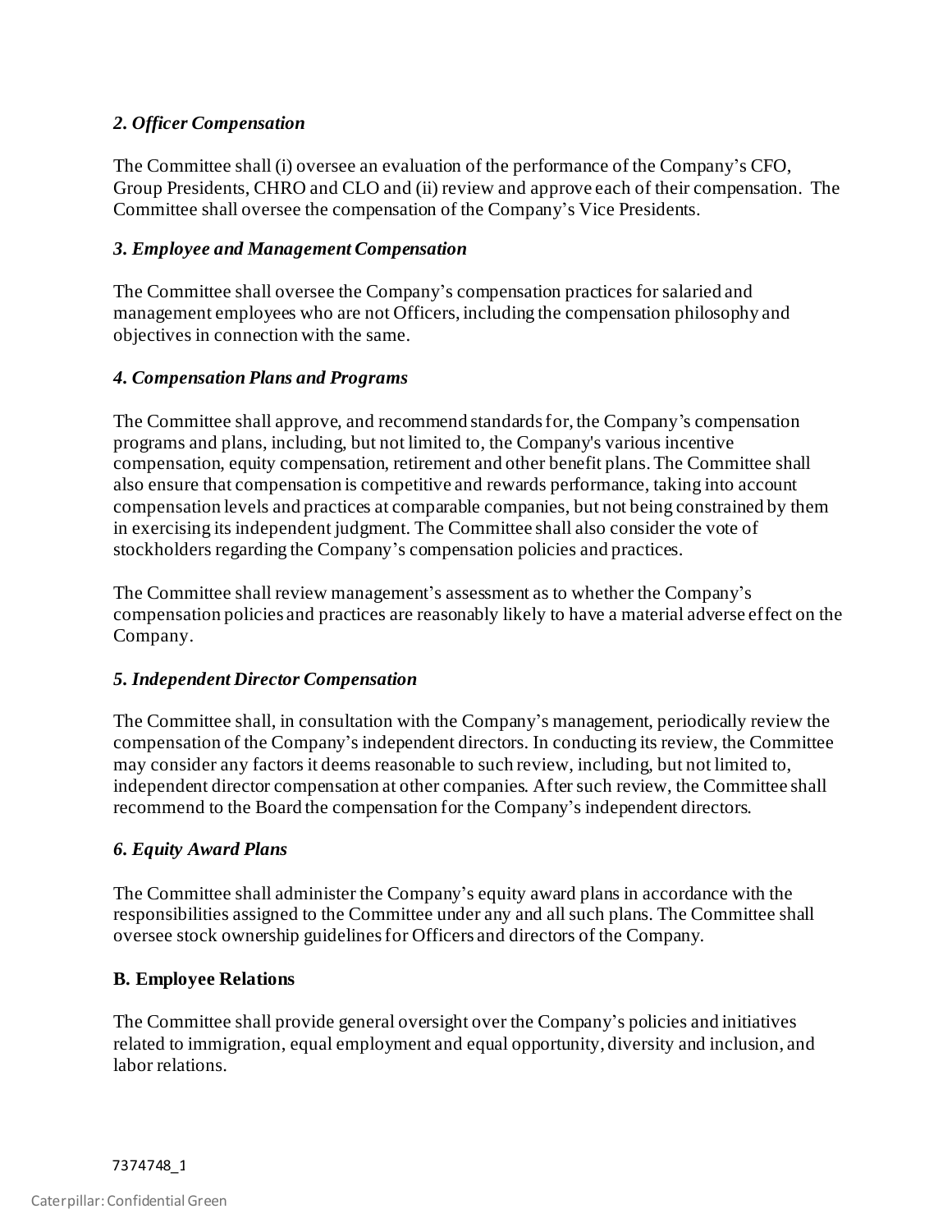### *2. Officer Compensation*

The Committee shall (i) oversee an evaluation of the performance of the Company's CFO, Group Presidents, CHRO and CLO and (ii) review and approve each of their compensation. The Committee shall oversee the compensation of the Company's Vice Presidents.

### *3. Employee and Management Compensation*

The Committee shall oversee the Company's compensation practices for salaried and management employees who are not Officers, including the compensation philosophy and objectives in connection with the same.

### *4. Compensation Plans and Programs*

The Committee shall approve, and recommend standards for, the Company's compensation programs and plans, including, but not limited to, the Company's various incentive compensation, equity compensation, retirement and other benefit plans. The Committee shall also ensure that compensation is competitive and rewards performance, taking into account compensation levels and practices at comparable companies, but not being constrained by them in exercising its independent judgment. The Committee shall also consider the vote of stockholders regarding the Company's compensation policies and practices.

The Committee shall review management's assessment as to whether the Company's compensation policies and practices are reasonably likely to have a material adverse effect on the Company.

### *5. Independent Director Compensation*

The Committee shall, in consultation with the Company's management, periodically review the compensation of the Company's independent directors. In conducting its review, the Committee may consider any factors it deems reasonable to such review, including, but not limited to, independent director compensation at other companies. After such review, the Committee shall recommend to the Board the compensation for the Company's independent directors.

### *6. Equity Award Plans*

The Committee shall administer the Company's equity award plans in accordance with the responsibilities assigned to the Committee under any and all such plans. The Committee shall oversee stock ownership guidelines for Officers and directors of the Company.

## B. Employee Relations

The Committee shall provide general oversight over the Company's policies and initiatives related to immigration, equal employment and equal opportunity, diversity and inclusion, and labor relations.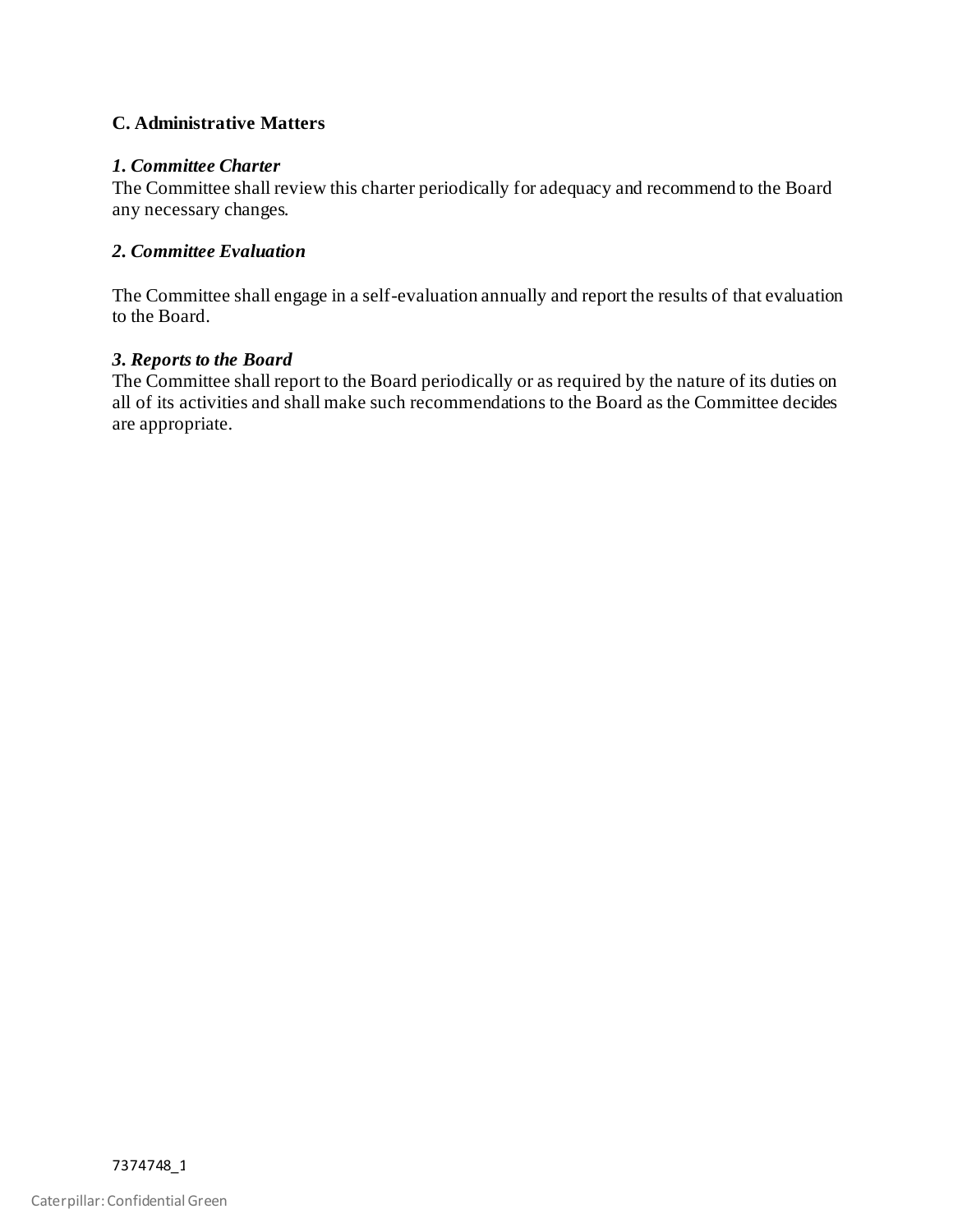**C. Administrative Matters**

***1. Committee Charter***

The Committee shall review this charter periodically for adequacy and recommend to the Board any necessary changes.

***2. Committee Evaluation***

The Committee shall engage in a self-evaluation annually and report the results of that evaluation to the Board.

***3. Reports to the Board***

The Committee shall report to the Board periodically or as required by the nature of its duties on all of its activities and shall make such recommendations to the Board as the Committee decides are appropriate.

7374748_1